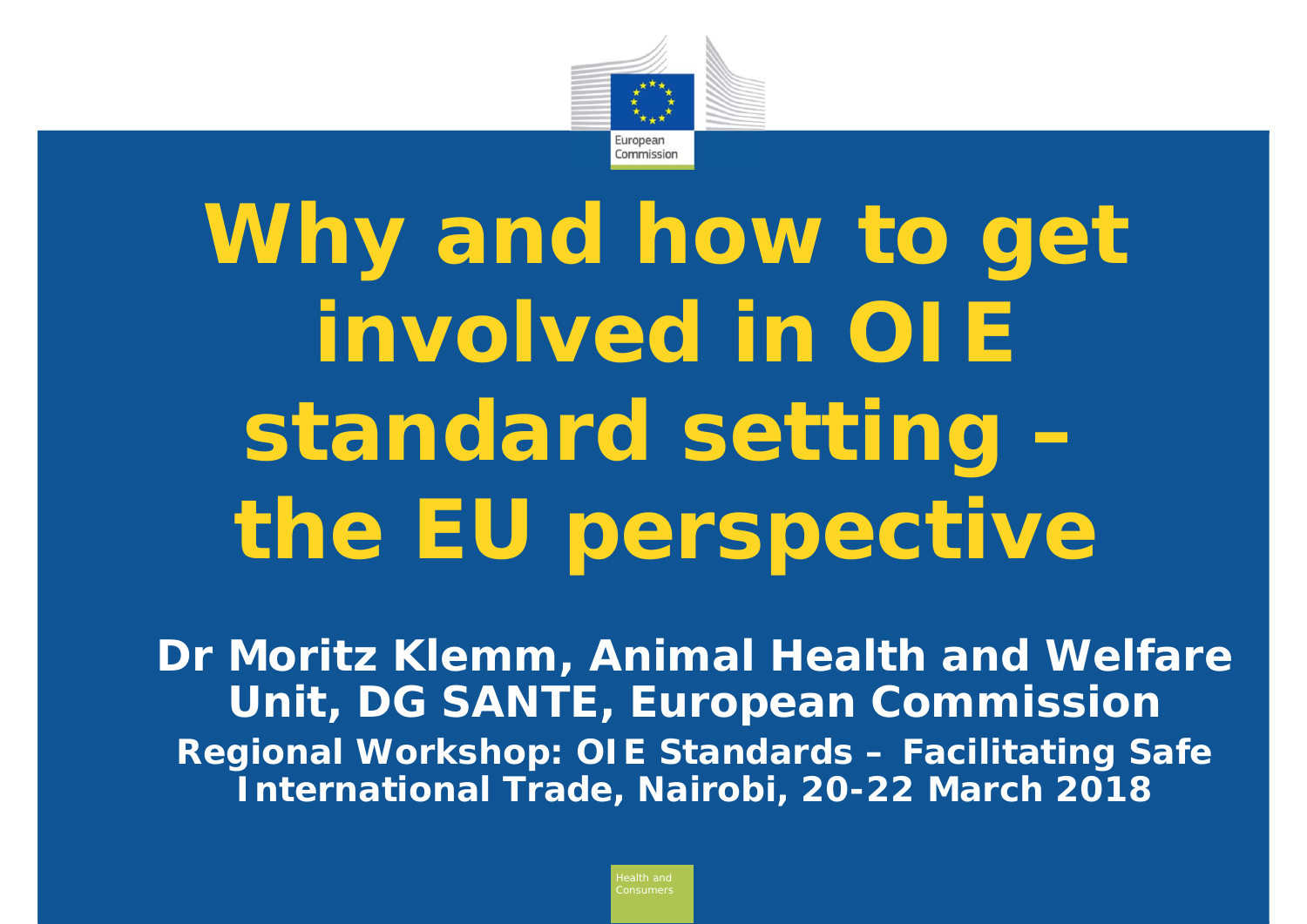# Why and how to get involved in OIE standard setting – the EU perspective

**Dr Moritz Klemm, Animal Health and Welfare Unit, DG SANTE, European Commission**

**Regional Workshop: OIE Standards – Facilitating Safe International Trade, Nairobi, 20-22 March 2018**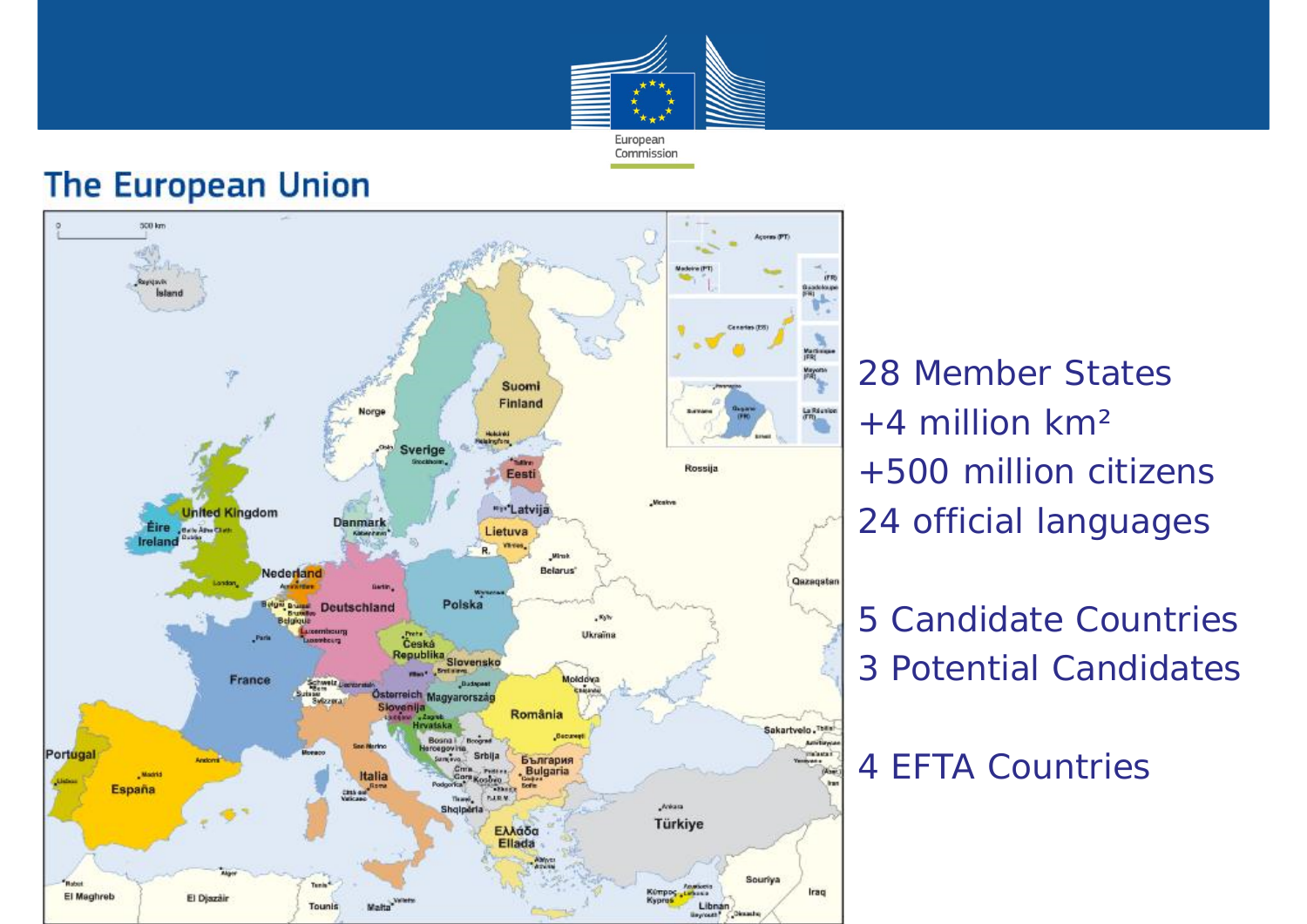# The European Union

28 Member States
+4 million km²
+500 million citizens
24 official languages

5 Candidate Countries
3 Potential Candidates

4 EFTA Countries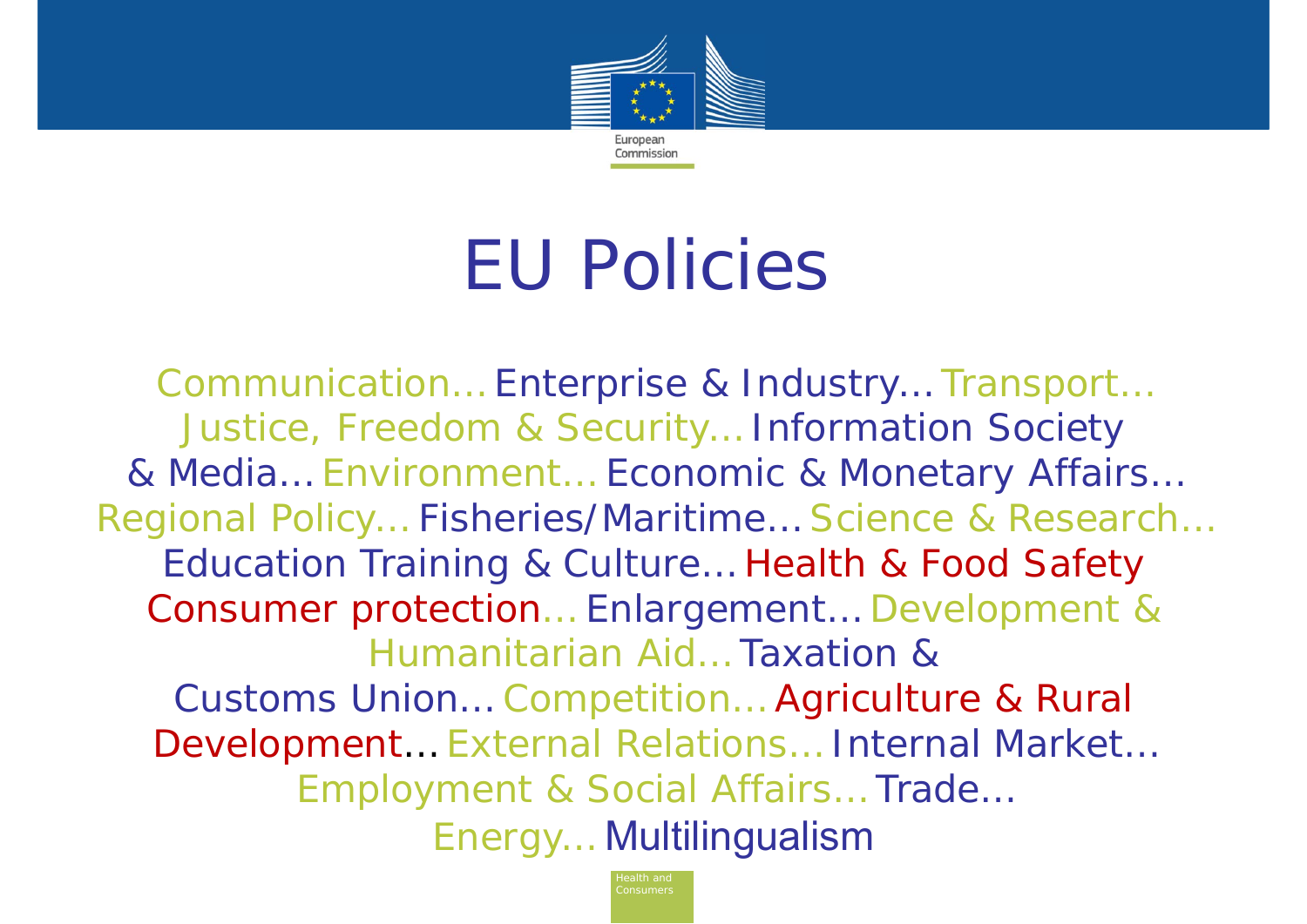# EU Policies

Communication… Enterprise & Industry… Transport… Justice, Freedom & Security… Information Society & Media… Environment… Economic & Monetary Affairs… Regional Policy… Fisheries/Maritime… Science & Research… Education Training & Culture… Health & Food Safety Consumer protection… Enlargement… Development & Humanitarian Aid… Taxation & Customs Union… Competition… Agriculture & Rural Development… External Relations… Internal Market… Employment & Social Affairs… Trade… Energy… Multilingualism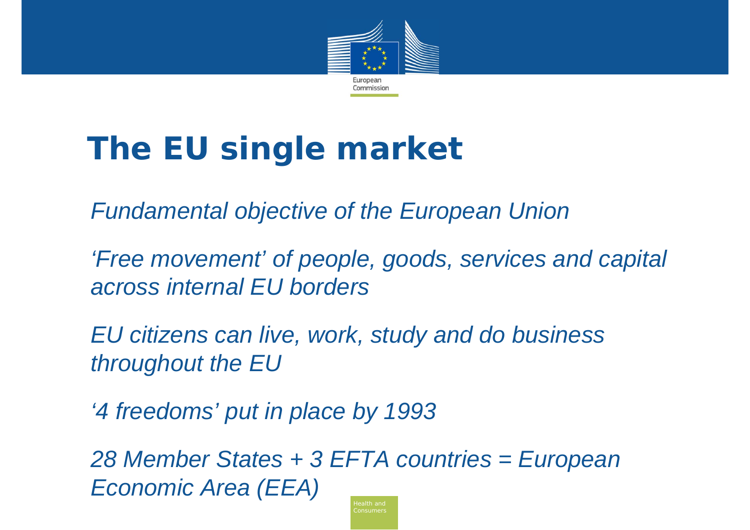# The EU single market

*Fundamental objective of the European Union*

*'Free movement' of people, goods, services and capital across internal EU borders*

*EU citizens can live, work, study and do business throughout the EU*

*'4 freedoms' put in place by 1993*

*28 Member States + 3 EFTA countries = European Economic Area (EEA)*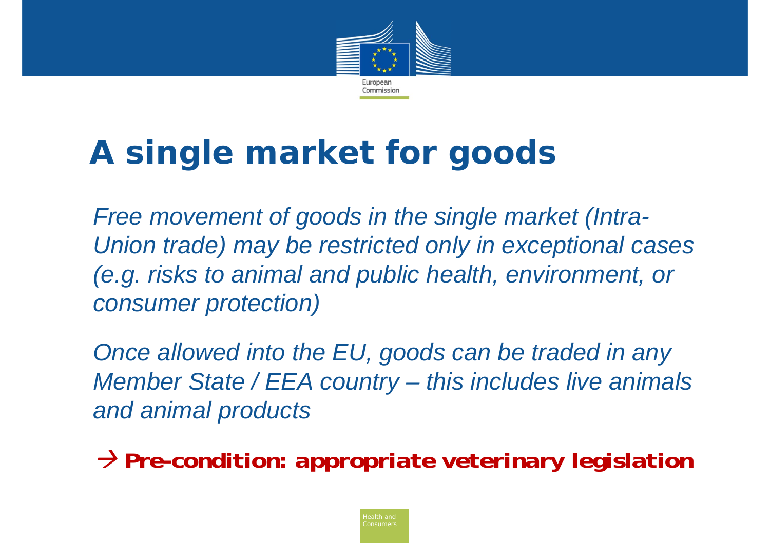# A single market for goods

*Free movement of goods in the single market (Intra-Union trade) may be restricted only in exceptional cases (e.g. risks to animal and public health, environment, or consumer protection)*

*Once allowed into the EU, goods can be traded in any Member State / EEA country – this includes live animals and animal products*

→ **Pre-condition: appropriate veterinary legislation**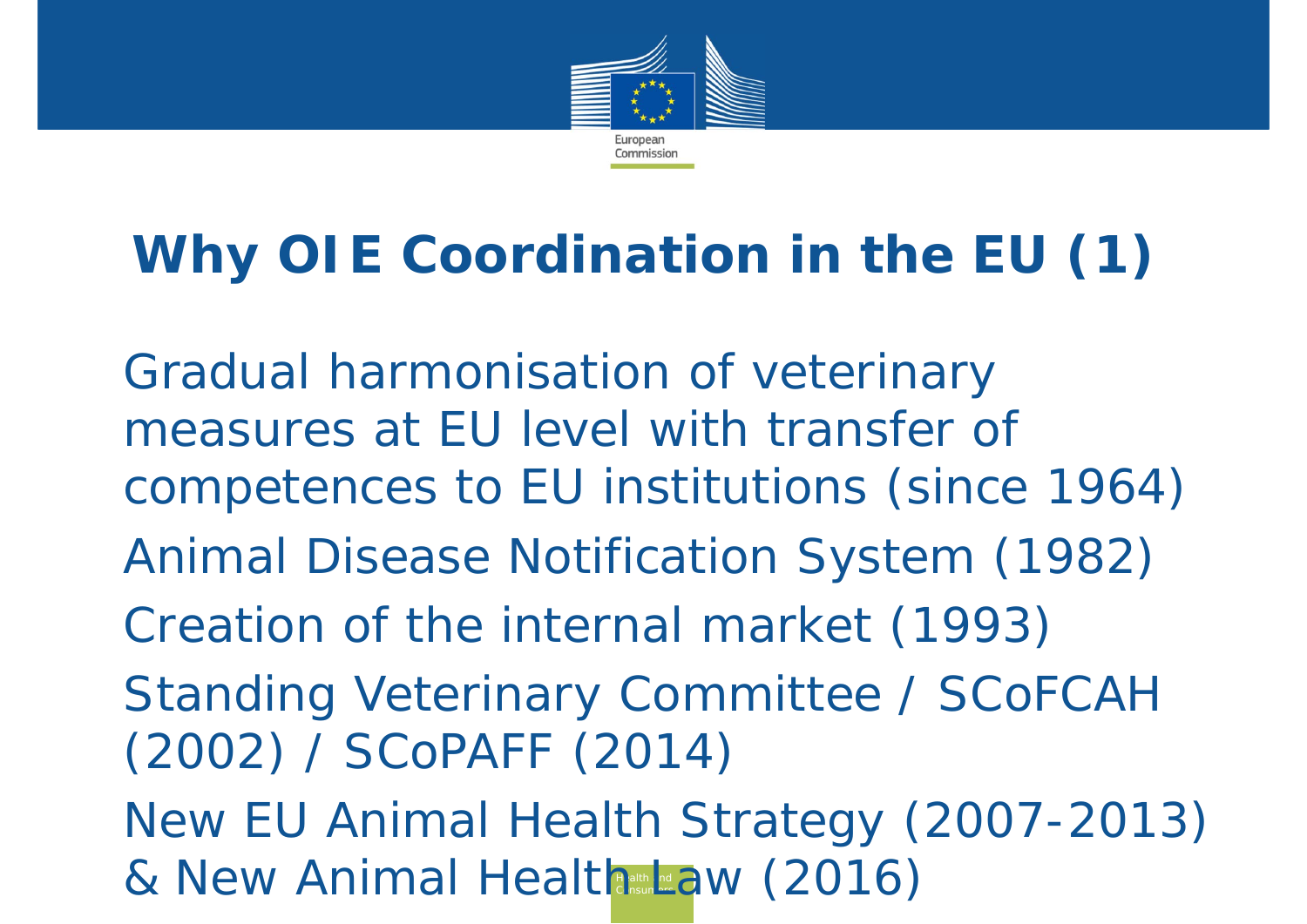# Why OIE Coordination in the EU (1)

- Gradual harmonisation of veterinary measures at EU level with transfer of competences to EU institutions (since 1964)
- Animal Disease Notification System (1982)
- Creation of the internal market (1993)
- Standing Veterinary Committee / SCoFCAH (2002) / SCoPAFF (2014)
- New EU Animal Health Strategy (2007-2013) & New Animal Health Law (2016)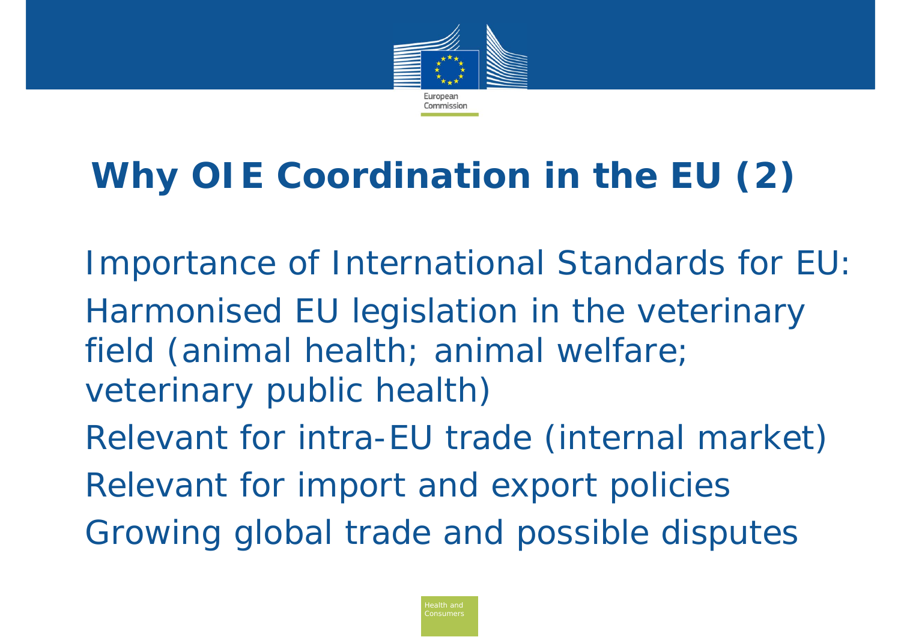# Why OIE Coordination in the EU (2)

Importance of International Standards for EU:

- Harmonised EU legislation in the veterinary field (animal health; animal welfare; veterinary public health)
- Relevant for intra-EU trade (internal market)
- Relevant for import and export policies
- Growing global trade and possible disputes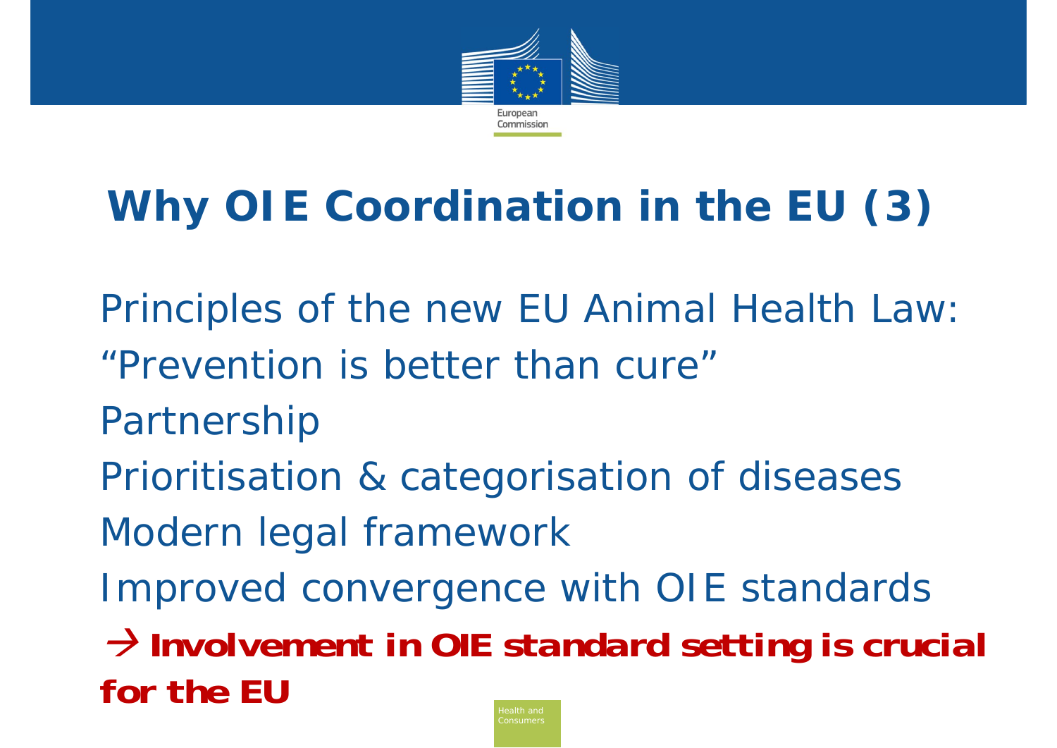# Why OIE Coordination in the EU (3)

Principles of the new EU Animal Health Law:

"Prevention is better than cure"

Partnership

Prioritisation & categorisation of diseases

Modern legal framework

Improved convergence with OIE standards

→ **Involvement in OIE standard setting is crucial for the EU**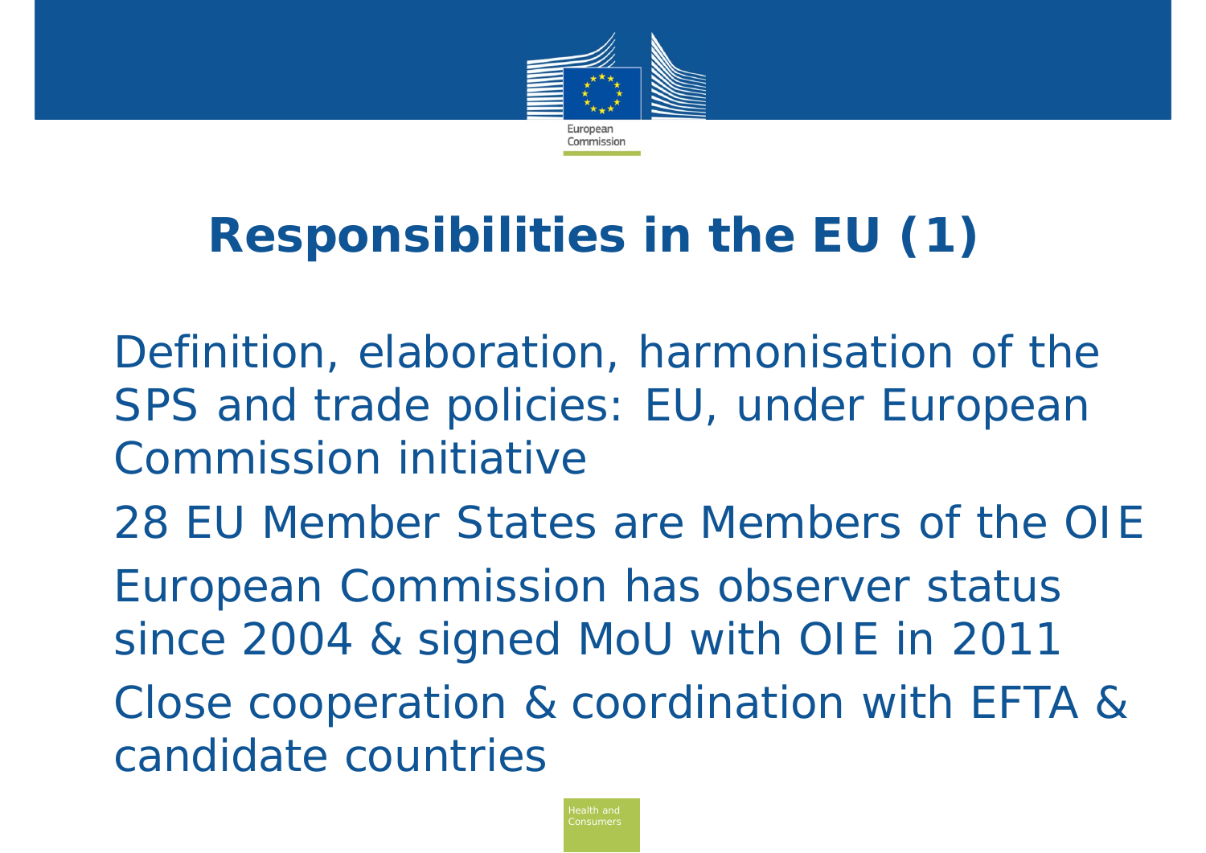# Responsibilities in the EU (1)

- Definition, elaboration, harmonisation of the SPS and trade policies: EU, under European Commission initiative
- 28 EU Member States are Members of the OIE
- European Commission has observer status since 2004 & signed MoU with OIE in 2011
- Close cooperation & coordination with EFTA & candidate countries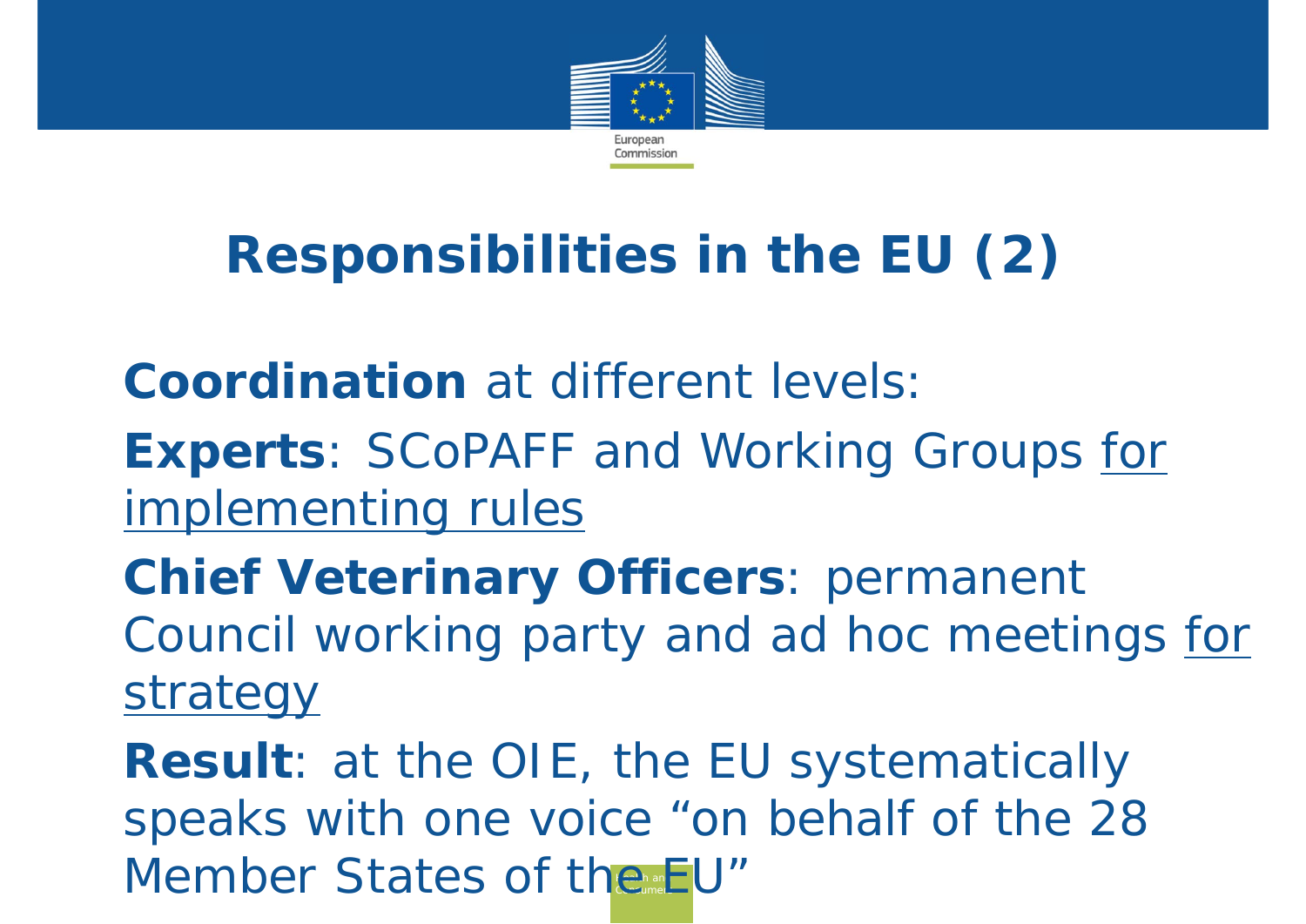# Responsibilities in the EU (2)

**Coordination** at different levels:

**Experts**: SCoPAFF and Working Groups <u>for implementing rules</u>

**Chief Veterinary Officers**: permanent Council working party and ad hoc meetings <u>for strategy</u>

**Result**: at the OIE, the EU systematically speaks with one voice "on behalf of the 28 Member States of the EU"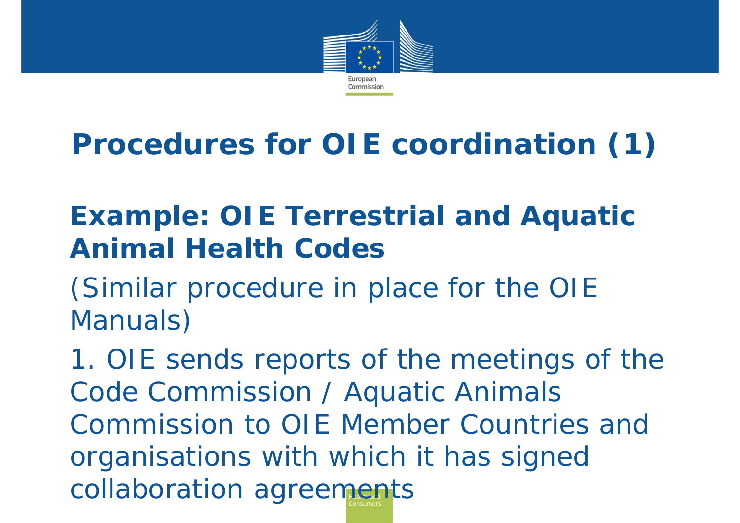# Procedures for OIE coordination (1)

## Example: OIE Terrestrial and Aquatic Animal Health Codes

(Similar procedure in place for the OIE Manuals)

1. OIE sends reports of the meetings of the Code Commission / Aquatic Animals Commission to OIE Member Countries and organisations with which it has signed collaboration agreements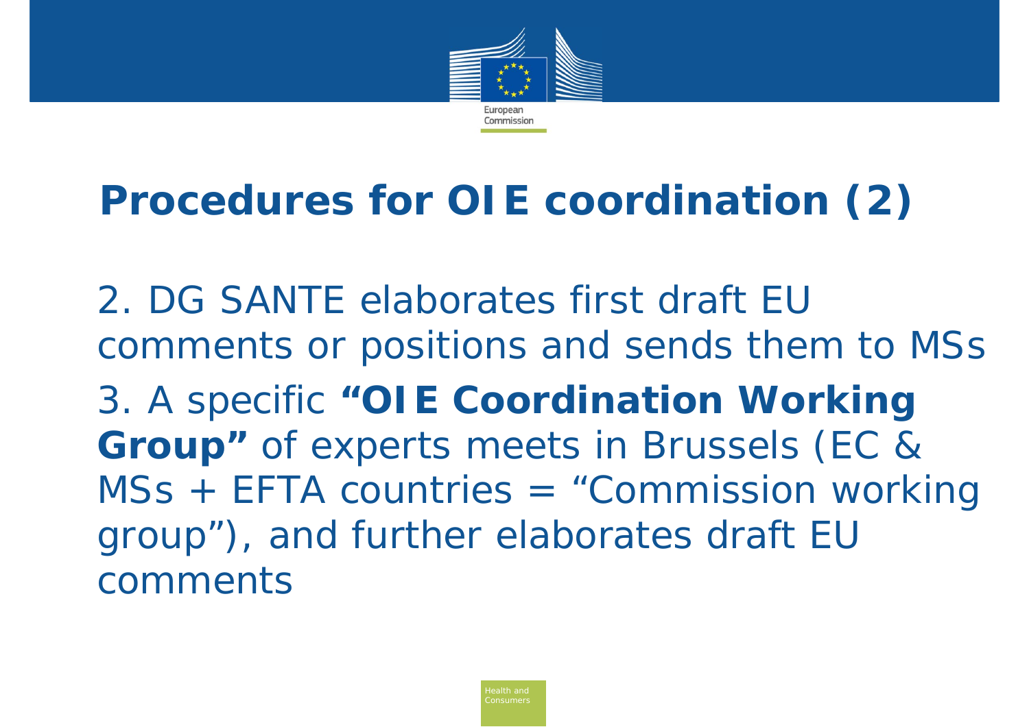# Procedures for OIE coordination (2)

2. DG SANTE elaborates first draft EU comments or positions and sends them to MSs

3. A specific **"OIE Coordination Working Group"** of experts meets in Brussels (EC & MSs + EFTA countries = "Commission working group"), and further elaborates draft EU comments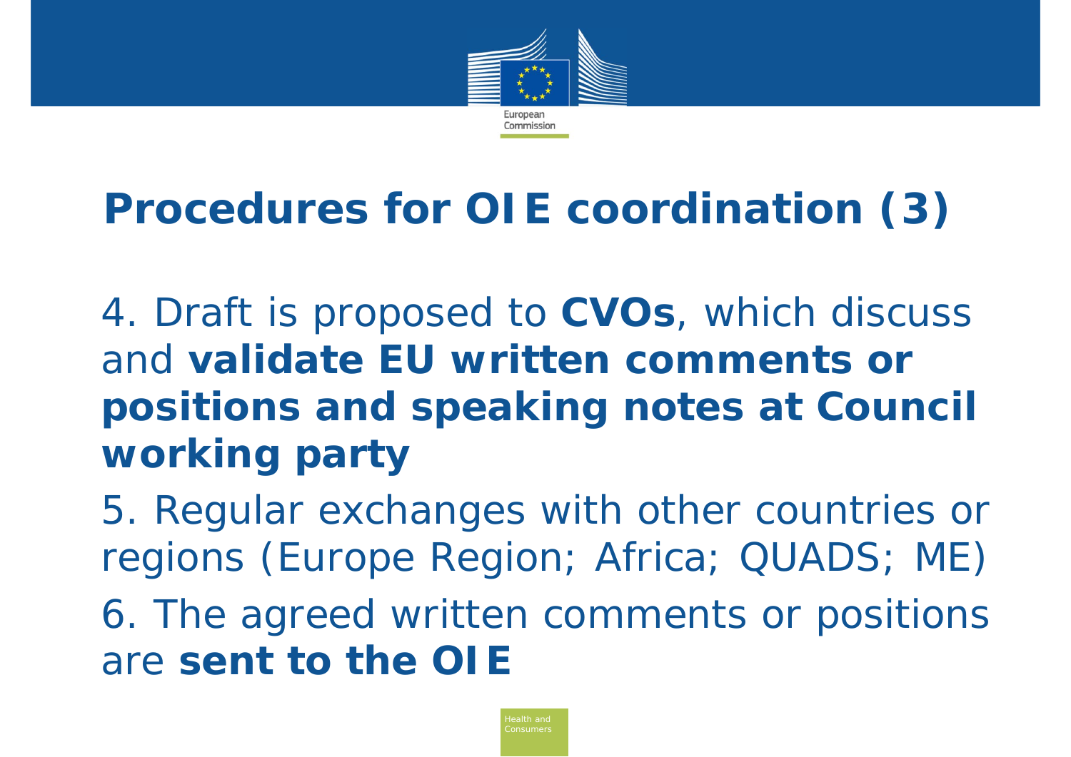# Procedures for OIE coordination (3)

4. Draft is proposed to **CVOs**, which discuss and **validate EU written comments or positions and speaking notes at Council working party**

5. Regular exchanges with other countries or regions (Europe Region; Africa; QUADS; ME)

6. The agreed written comments or positions are **sent to the OIE**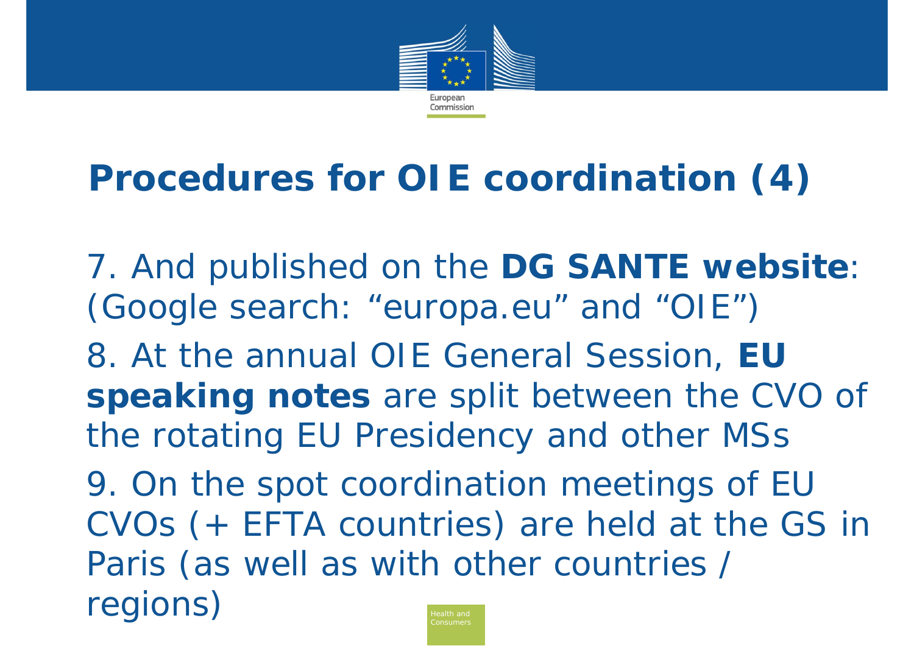# Procedures for OIE coordination (4)

7. And published on the **DG SANTE website**: (Google search: “europa.eu” and “OIE”)

8. At the annual OIE General Session, **EU speaking notes** are split between the CVO of the rotating EU Presidency and other MSs

9. On the spot coordination meetings of EU CVOs (+ EFTA countries) are held at the GS in Paris (as well as with other countries / regions)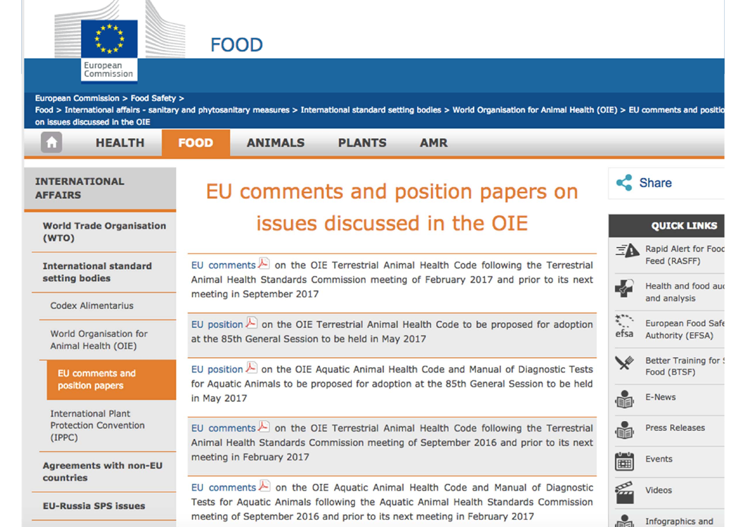European Commission

# FOOD

European Commission > Food Safety >
Food > International affairs - sanitary and phytosanitary measures > International standard setting bodies > World Organisation for Animal Health (OIE) > EU comments and position on issues discussed in the OIE

HEALTH | FOOD | ANIMALS | PLANTS | AMR

**INTERNATIONAL AFFAIRS**

- **World Trade Organisation (WTO)**
- **International standard setting bodies**
  - Codex Alimentarius
  - World Organisation for Animal Health (OIE)
    - EU comments and position papers
  - International Plant Protection Convention (IPPC)
- **Agreements with non-EU countries**
- **EU-Russia SPS issues**

## EU comments and position papers on issues discussed in the OIE

EU comments on the OIE Terrestrial Animal Health Code following the Terrestrial Animal Health Standards Commission meeting of February 2017 and prior to its next meeting in September 2017

EU position on the OIE Terrestrial Animal Health Code to be proposed for adoption at the 85th General Session to be held in May 2017

EU position on the OIE Aquatic Animal Health Code and Manual of Diagnostic Tests for Aquatic Animals to be proposed for adoption at the 85th General Session to be held in May 2017

EU comments on the OIE Terrestrial Animal Health Code following the Terrestrial Animal Health Standards Commission meeting of September 2016 and prior to its next meeting in February 2017

EU comments on the OIE Aquatic Animal Health Code and Manual of Diagnostic Tests for Aquatic Animals following the Aquatic Animal Health Standards Commission meeting of September 2016 and prior to its next meeting in February 2017

Share

**QUICK LINKS**

- Rapid Alert for Food Feed (RASFF)
- Health and food au and analysis
- European Food Safe Authority (EFSA)
- Better Training for Food (BTSF)
- E-News
- Press Releases
- Events
- Videos
- Infographics and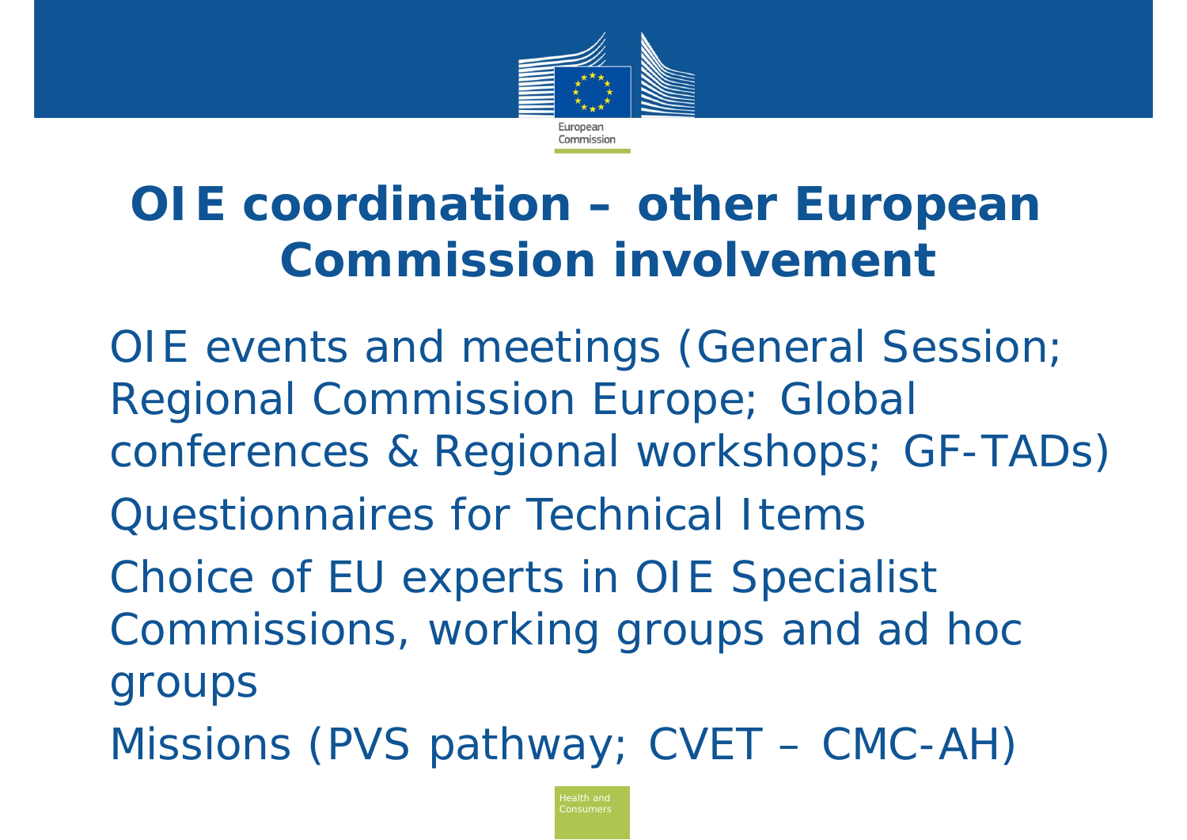# OIE coordination – other European Commission involvement

- OIE events and meetings (General Session; Regional Commission Europe; Global conferences & Regional workshops; GF-TADs)
- Questionnaires for Technical Items
- Choice of EU experts in OIE Specialist Commissions, working groups and ad hoc groups
- Missions (PVS pathway; CVET – CMC-AH)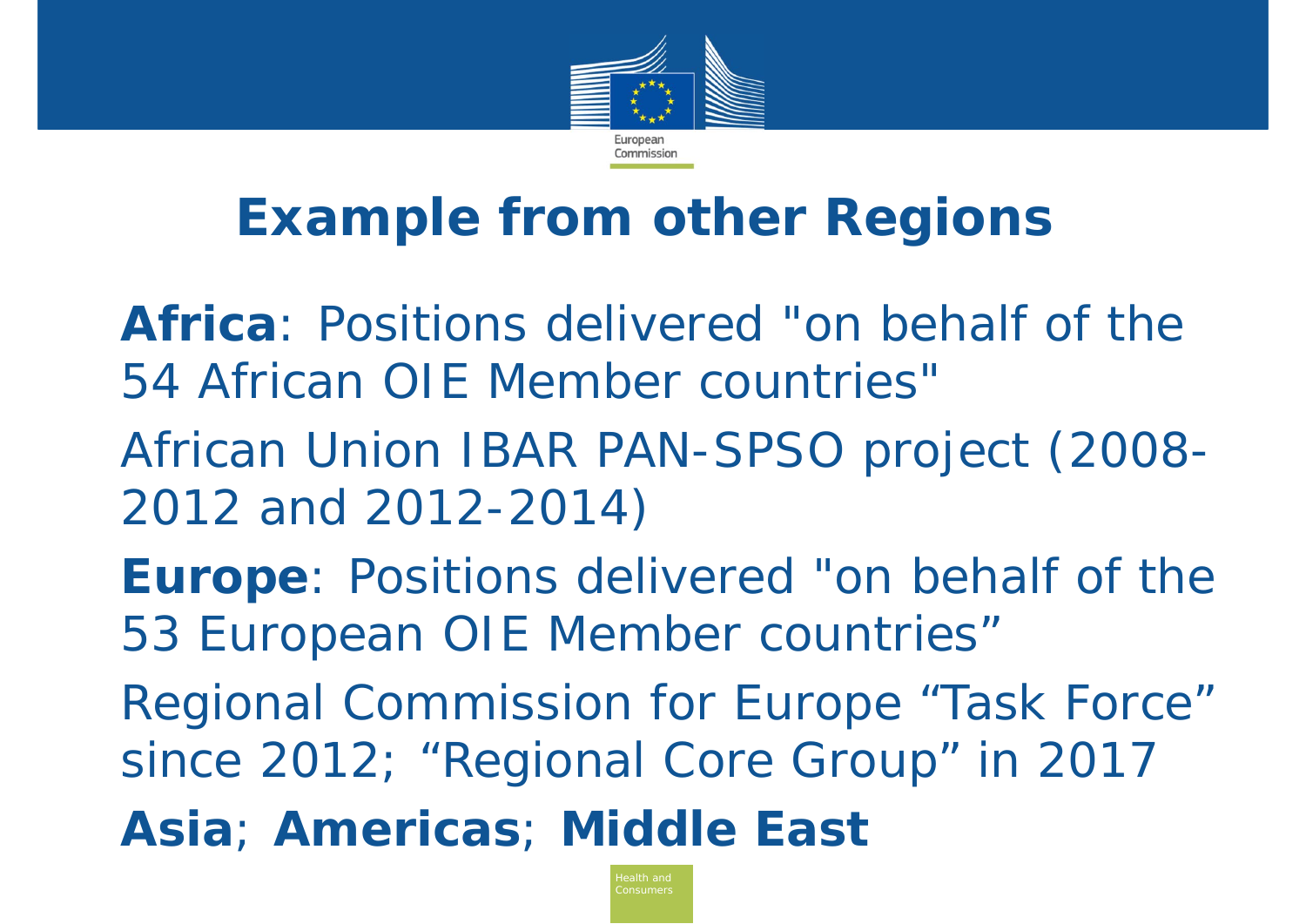# Example from other Regions

**Africa**: Positions delivered "on behalf of the 54 African OIE Member countries"

African Union IBAR PAN-SPSO project (2008-2012 and 2012-2014)

**Europe**: Positions delivered "on behalf of the 53 European OIE Member countries"

Regional Commission for Europe "Task Force" since 2012; "Regional Core Group" in 2017

**Asia**; **Americas**; **Middle East**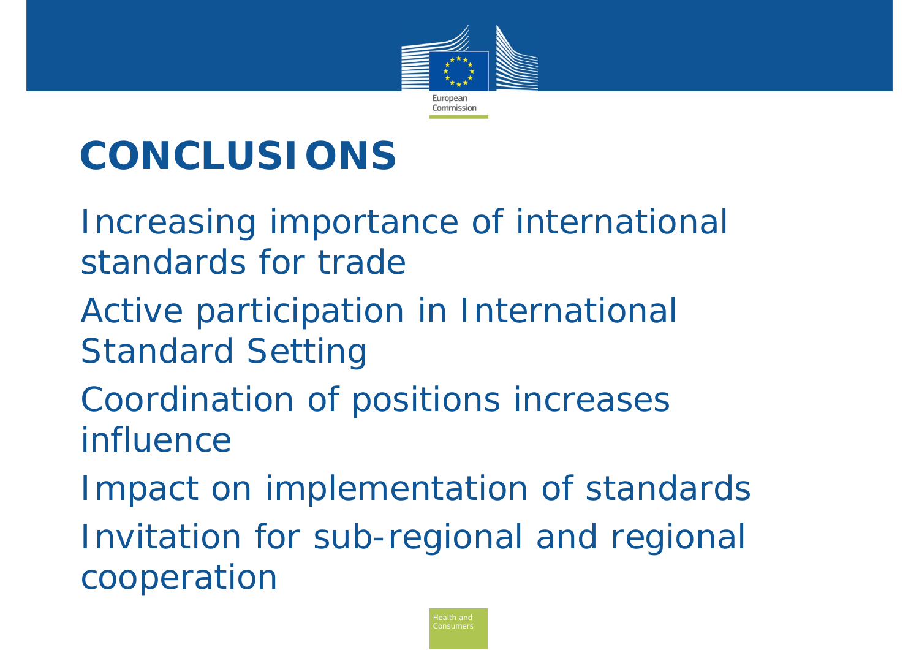# CONCLUSIONS

- Increasing importance of international standards for trade
- Active participation in International Standard Setting
- Coordination of positions increases influence
- Impact on implementation of standards
- Invitation for sub-regional and regional cooperation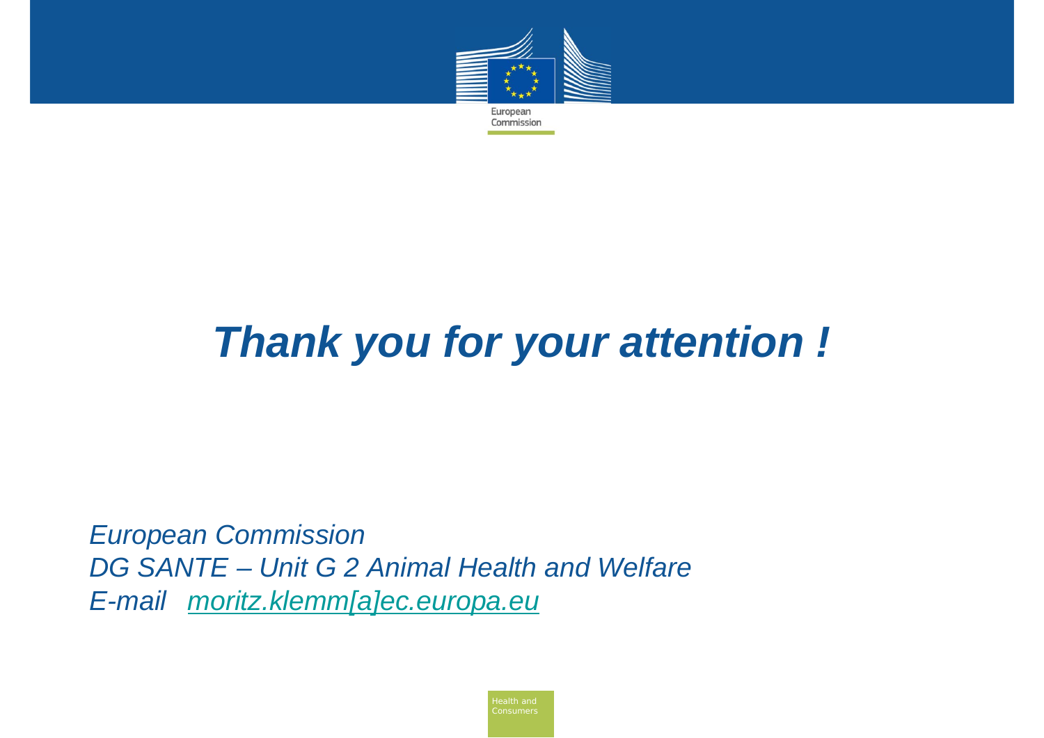# *Thank you for your attention !*

*European Commission*
*DG SANTE – Unit G 2 Animal Health and Welfare*
*E-mail moritz.klemm[a]ec.europa.eu*